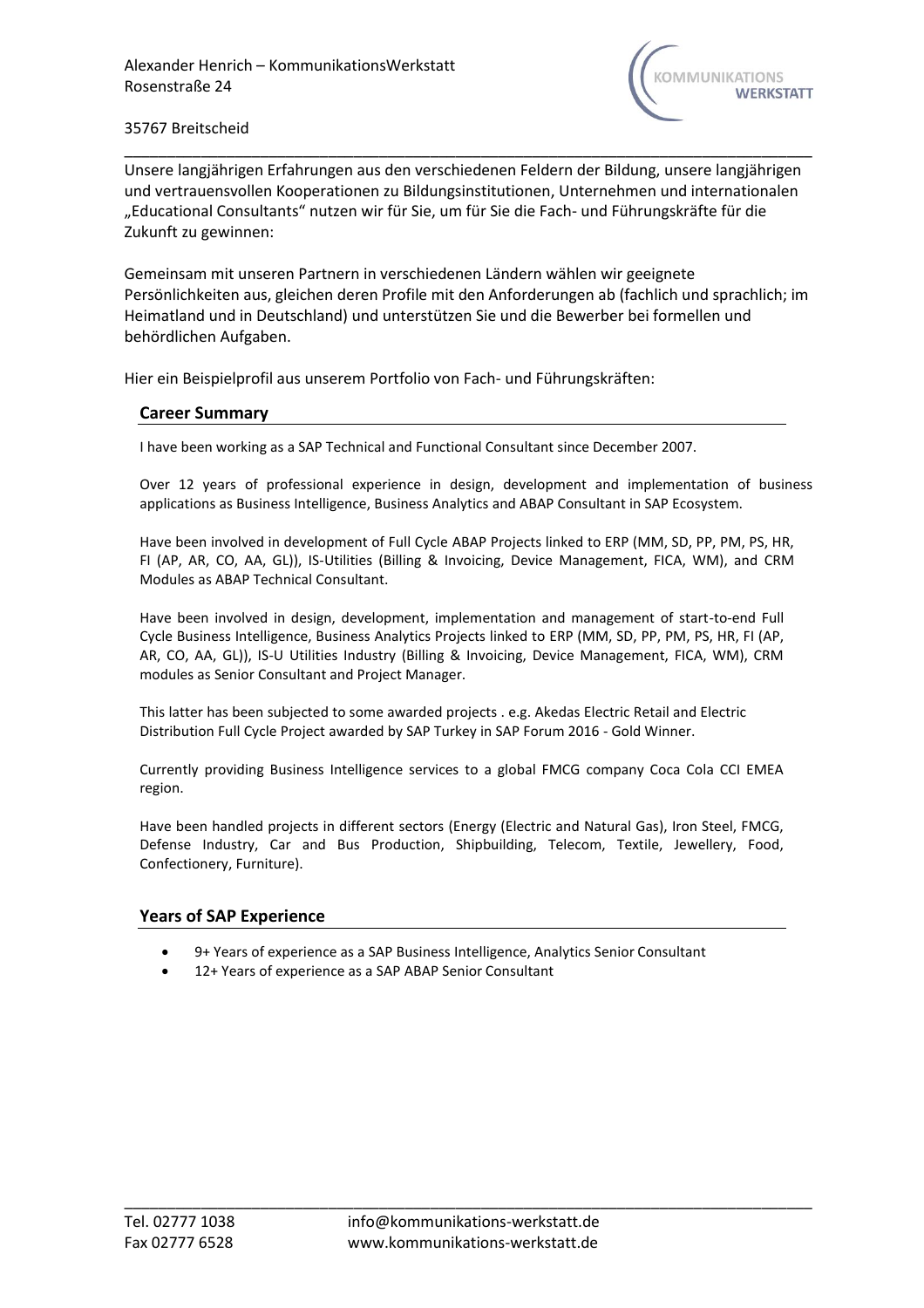Alexander Henrich – KommunikationsWerkstatt
Rosenstraße 24

35767 Breitscheid

Unsere langjährigen Erfahrungen aus den verschiedenen Feldern der Bildung, unsere langjährigen und vertrauensvollen Kooperationen zu Bildungsinstitutionen, Unternehmen und internationalen „Educational Consultants" nutzen wir für Sie, um für Sie die Fach- und Führungskräfte für die Zukunft zu gewinnen:

Gemeinsam mit unseren Partnern in verschiedenen Ländern wählen wir geeignete Persönlichkeiten aus, gleichen deren Profile mit den Anforderungen ab (fachlich und sprachlich; im Heimatland und in Deutschland) und unterstützen Sie und die Bewerber bei formellen und behördlichen Aufgaben.

Hier ein Beispielprofil aus unserem Portfolio von Fach- und Führungskräften:

## Career Summary

I have been working as a SAP Technical and Functional Consultant since December 2007.

Over 12 years of professional experience in design, development and implementation of business applications as Business Intelligence, Business Analytics and ABAP Consultant in SAP Ecosystem.

Have been involved in development of Full Cycle ABAP Projects linked to ERP (MM, SD, PP, PM, PS, HR, FI (AP, AR, CO, AA, GL)), IS-Utilities (Billing & Invoicing, Device Management, FICA, WM), and CRM Modules as ABAP Technical Consultant.

Have been involved in design, development, implementation and management of start-to-end Full Cycle Business Intelligence, Business Analytics Projects linked to ERP (MM, SD, PP, PM, PS, HR, FI (AP, AR, CO, AA, GL)), IS-U Utilities Industry (Billing & Invoicing, Device Management, FICA, WM), CRM modules as Senior Consultant and Project Manager.

This latter has been subjected to some awarded projects . e.g. Akedas Electric Retail and Electric Distribution Full Cycle Project awarded by SAP Turkey in SAP Forum 2016 - Gold Winner.

Currently providing Business Intelligence services to a global FMCG company Coca Cola CCI EMEA region.

Have been handled projects in different sectors (Energy (Electric and Natural Gas), Iron Steel, FMCG, Defense Industry, Car and Bus Production, Shipbuilding, Telecom, Textile, Jewellery, Food, Confectionery, Furniture).

## Years of SAP Experience

- 9+ Years of experience as a SAP Business Intelligence, Analytics Senior Consultant
- 12+ Years of experience as a SAP ABAP Senior Consultant

Tel. 02777 1038
Fax 02777 6528
info@kommunikations-werkstatt.de
www.kommunikations-werkstatt.de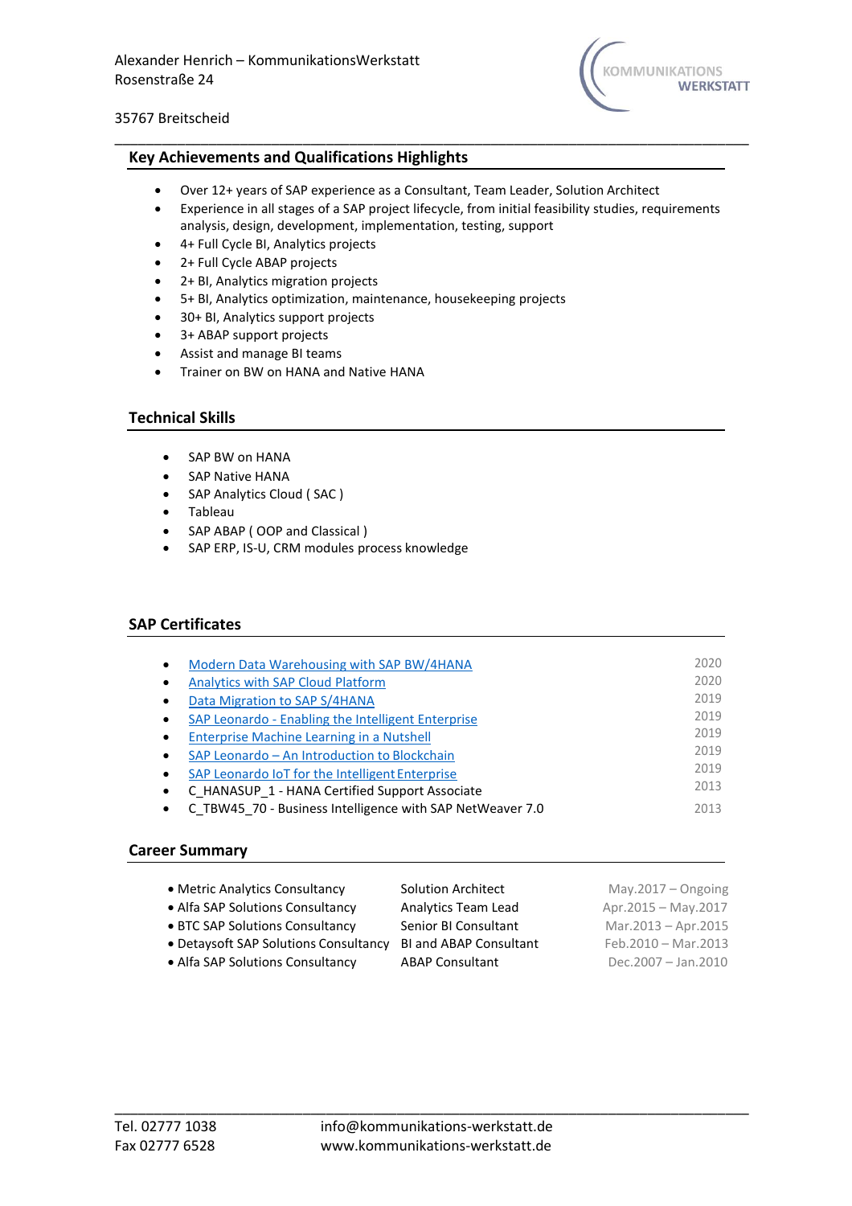Alexander Henrich – KommunikationsWerkstatt
Rosenstraße 24

35767 Breitscheid

## Key Achievements and Qualifications Highlights

- Over 12+ years of SAP experience as a Consultant, Team Leader, Solution Architect
- Experience in all stages of a SAP project lifecycle, from initial feasibility studies, requirements analysis, design, development, implementation, testing, support
- 4+ Full Cycle BI, Analytics projects
- 2+ Full Cycle ABAP projects
- 2+ BI, Analytics migration projects
- 5+ BI, Analytics optimization, maintenance, housekeeping projects
- 30+ BI, Analytics support projects
- 3+ ABAP support projects
- Assist and manage BI teams
- Trainer on BW on HANA and Native HANA

## Technical Skills

- SAP BW on HANA
- SAP Native HANA
- SAP Analytics Cloud ( SAC )
- Tableau
- SAP ABAP ( OOP and Classical )
- SAP ERP, IS-U, CRM modules process knowledge

## SAP Certificates

| Certificate | Year |
|---|---|
| Modern Data Warehousing with SAP BW/4HANA | 2020 |
| Analytics with SAP Cloud Platform | 2020 |
| Data Migration to SAP S/4HANA | 2019 |
| SAP Leonardo - Enabling the Intelligent Enterprise | 2019 |
| Enterprise Machine Learning in a Nutshell | 2019 |
| SAP Leonardo – An Introduction to Blockchain | 2019 |
| SAP Leonardo IoT for the Intelligent Enterprise | 2019 |
| C_HANASUP_1 - HANA Certified Support Associate | 2013 |
| C_TBW45_70 - Business Intelligence with SAP NetWeaver 7.0 | 2013 |

## Career Summary

| Company | Role | Period |
|---|---|---|
| Metric Analytics Consultancy | Solution Architect | May.2017 – Ongoing |
| Alfa SAP Solutions Consultancy | Analytics Team Lead | Apr.2015 – May.2017 |
| BTC SAP Solutions Consultancy | Senior BI Consultant | Mar.2013 – Apr.2015 |
| Detaysoft SAP Solutions Consultancy | BI and ABAP Consultant | Feb.2010 – Mar.2013 |
| Alfa SAP Solutions Consultancy | ABAP Consultant | Dec.2007 – Jan.2010 |

Tel. 02777 1038
Fax 02777 6528

info@kommunikations-werkstatt.de
www.kommunikations-werkstatt.de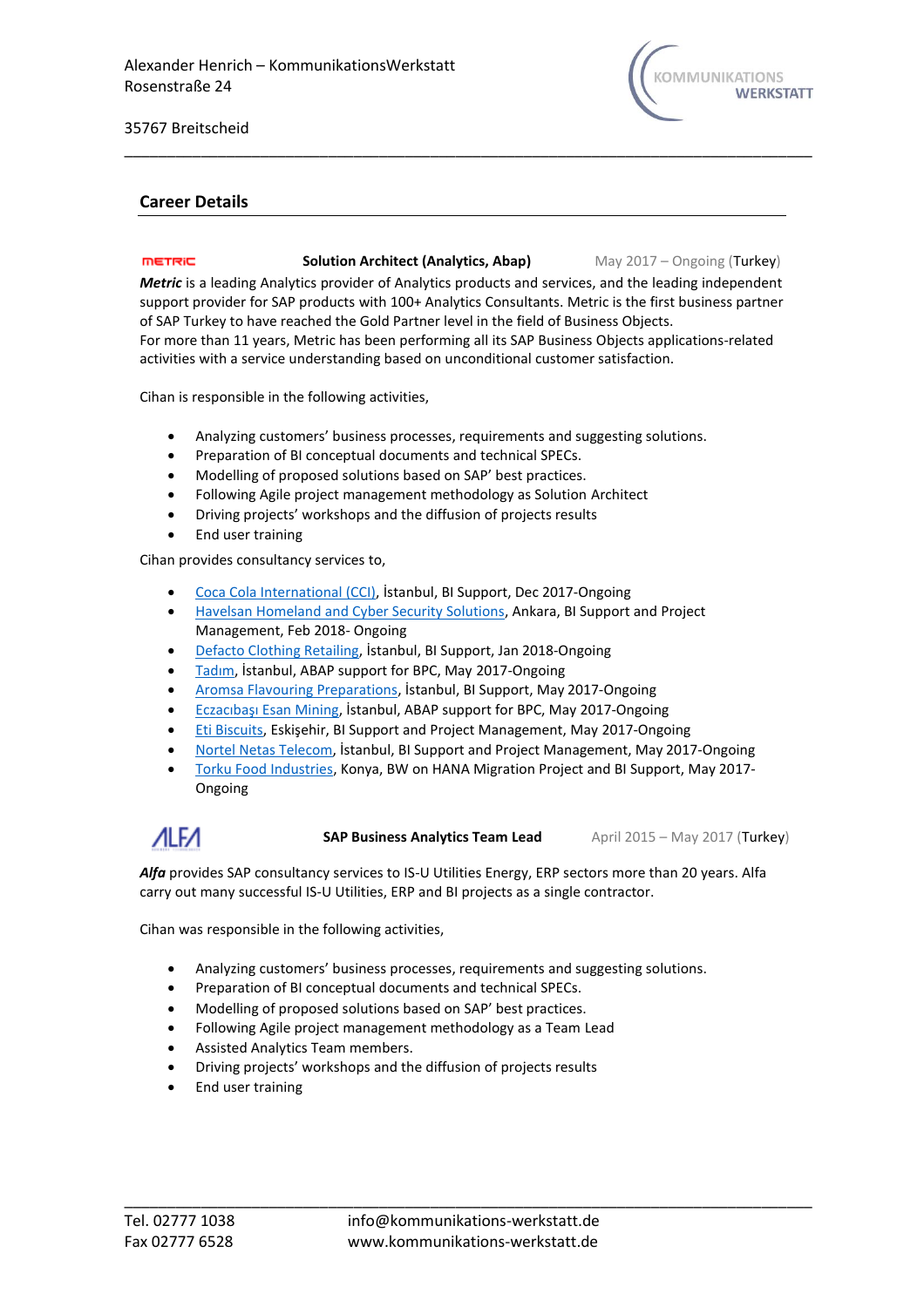## Career Details

**Solution Architect (Analytics, Abap)** — May 2017 – Ongoing (Turkey)

***Metric*** is a leading Analytics provider of Analytics products and services, and the leading independent support provider for SAP products with 100+ Analytics Consultants. Metric is the first business partner of SAP Turkey to have reached the Gold Partner level in the field of Business Objects.
For more than 11 years, Metric has been performing all its SAP Business Objects applications-related activities with a service understanding based on unconditional customer satisfaction.

Cihan is responsible in the following activities,

- Analyzing customers' business processes, requirements and suggesting solutions.
- Preparation of BI conceptual documents and technical SPECs.
- Modelling of proposed solutions based on SAP' best practices.
- Following Agile project management methodology as Solution Architect
- Driving projects' workshops and the diffusion of projects results
- End user training

Cihan provides consultancy services to,

- Coca Cola International (CCI), İstanbul, BI Support, Dec 2017-Ongoing
- Havelsan Homeland and Cyber Security Solutions, Ankara, BI Support and Project Management, Feb 2018- Ongoing
- Defacto Clothing Retailing, İstanbul, BI Support, Jan 2018-Ongoing
- Tadım, İstanbul, ABAP support for BPC, May 2017-Ongoing
- Aromsa Flavouring Preparations, İstanbul, BI Support, May 2017-Ongoing
- Eczacıbaşı Esan Mining, İstanbul, ABAP support for BPC, May 2017-Ongoing
- Eti Biscuits, Eskişehir, BI Support and Project Management, May 2017-Ongoing
- Nortel Netas Telecom, İstanbul, BI Support and Project Management, May 2017-Ongoing
- Torku Food Industries, Konya, BW on HANA Migration Project and BI Support, May 2017-Ongoing

**SAP Business Analytics Team Lead** — April 2015 – May 2017 (Turkey)

***Alfa*** provides SAP consultancy services to IS-U Utilities Energy, ERP sectors more than 20 years. Alfa carry out many successful IS-U Utilities, ERP and BI projects as a single contractor.

Cihan was responsible in the following activities,

- Analyzing customers' business processes, requirements and suggesting solutions.
- Preparation of BI conceptual documents and technical SPECs.
- Modelling of proposed solutions based on SAP' best practices.
- Following Agile project management methodology as a Team Lead
- Assisted Analytics Team members.
- Driving projects' workshops and the diffusion of projects results
- End user training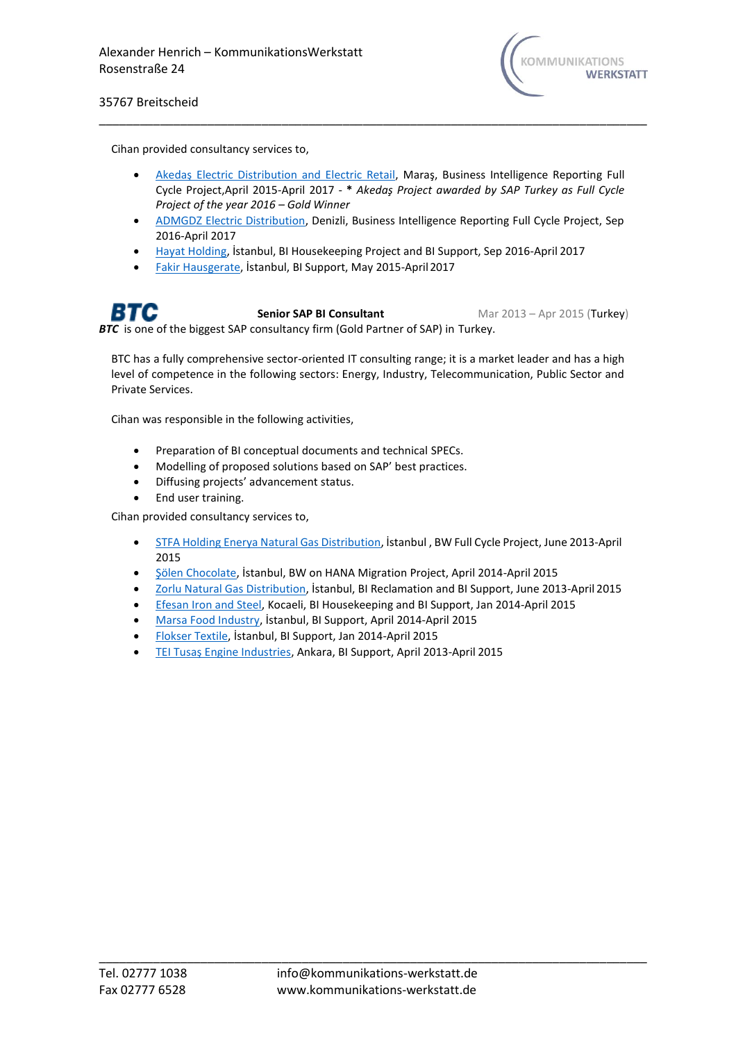Cihan provided consultancy services to,

- Akedaş Electric Distribution and Electric Retail, Maraş, Business Intelligence Reporting Full Cycle Project,April 2015-April 2017 - * *Akedaş Project awarded by SAP Turkey as Full Cycle Project of the year 2016 – Gold Winner*
- ADMGDZ Electric Distribution, Denizli, Business Intelligence Reporting Full Cycle Project, Sep 2016-April 2017
- Hayat Holding, İstanbul, BI Housekeeping Project and BI Support, Sep 2016-April 2017
- Fakir Hausgerate, İstanbul, BI Support, May 2015-April 2017

**BTC** **Senior SAP BI Consultant** Mar 2013 – Apr 2015 (Turkey)

***BTC*** is one of the biggest SAP consultancy firm (Gold Partner of SAP) in Turkey.

BTC has a fully comprehensive sector-oriented IT consulting range; it is a market leader and has a high level of competence in the following sectors: Energy, Industry, Telecommunication, Public Sector and Private Services.

Cihan was responsible in the following activities,

- Preparation of BI conceptual documents and technical SPECs.
- Modelling of proposed solutions based on SAP' best practices.
- Diffusing projects' advancement status.
- End user training.

Cihan provided consultancy services to,

- STFA Holding Enerya Natural Gas Distribution, İstanbul , BW Full Cycle Project, June 2013-April 2015
- Şölen Chocolate, İstanbul, BW on HANA Migration Project, April 2014-April 2015
- Zorlu Natural Gas Distribution, İstanbul, BI Reclamation and BI Support, June 2013-April 2015
- Efesan Iron and Steel, Kocaeli, BI Housekeeping and BI Support, Jan 2014-April 2015
- Marsa Food Industry, İstanbul, BI Support, April 2014-April 2015
- Flokser Textile, İstanbul, BI Support, Jan 2014-April 2015
- TEI Tusaş Engine Industries, Ankara, BI Support, April 2013-April 2015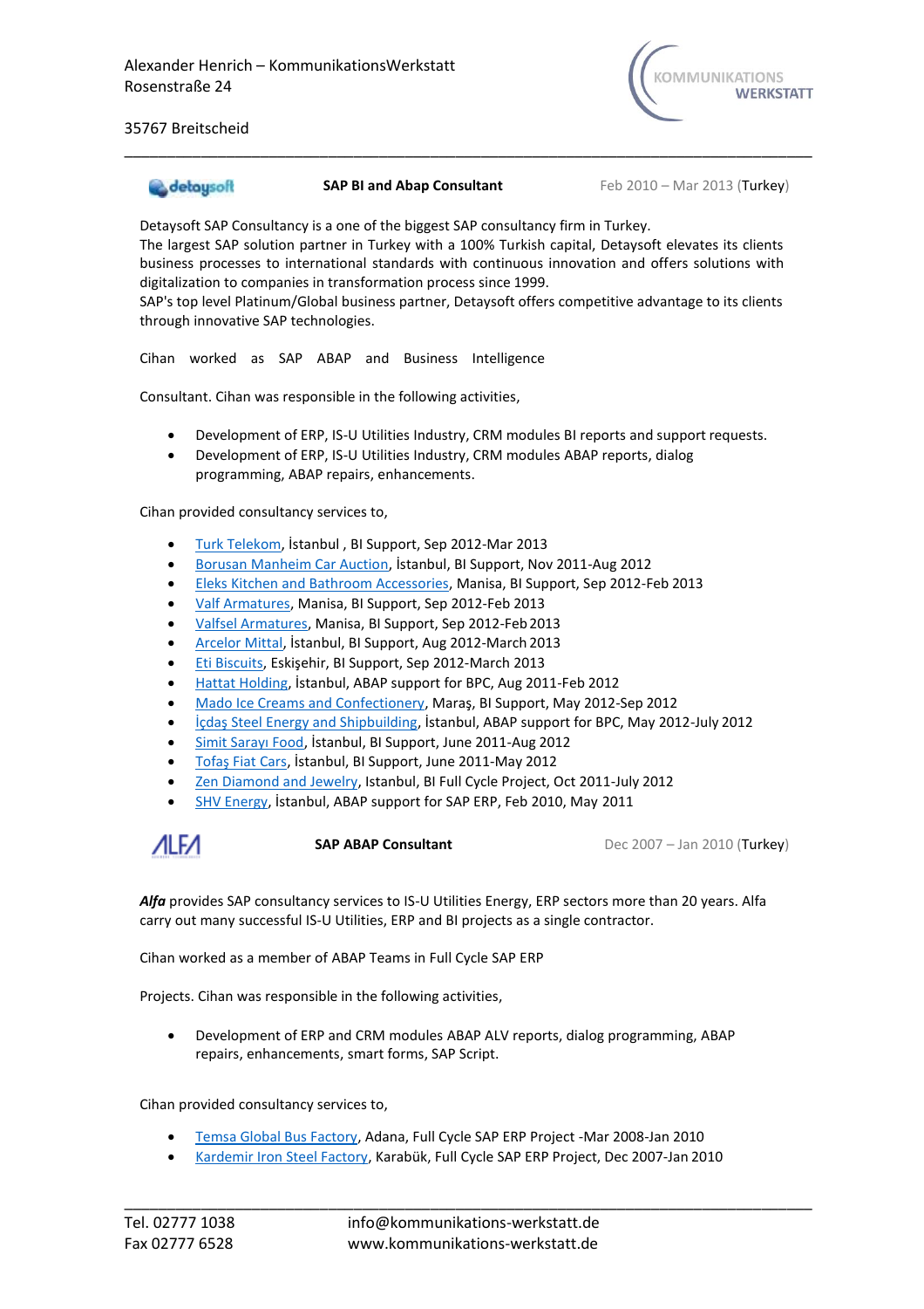**detaysoft** | **SAP BI and Abap Consultant** | Feb 2010 – Mar 2013 (Turkey)

Detaysoft SAP Consultancy is a one of the biggest SAP consultancy firm in Turkey.
The largest SAP solution partner in Turkey with a 100% Turkish capital, Detaysoft elevates its clients business processes to international standards with continuous innovation and offers solutions with digitalization to companies in transformation process since 1999.
SAP's top level Platinum/Global business partner, Detaysoft offers competitive advantage to its clients through innovative SAP technologies.

Cihan worked as SAP ABAP and Business Intelligence

Consultant. Cihan was responsible in the following activities,

- Development of ERP, IS-U Utilities Industry, CRM modules BI reports and support requests.
- Development of ERP, IS-U Utilities Industry, CRM modules ABAP reports, dialog programming, ABAP repairs, enhancements.

Cihan provided consultancy services to,

- Turk Telekom, İstanbul , BI Support, Sep 2012-Mar 2013
- Borusan Manheim Car Auction, İstanbul, BI Support, Nov 2011-Aug 2012
- Eleks Kitchen and Bathroom Accessories, Manisa, BI Support, Sep 2012-Feb 2013
- Valf Armatures, Manisa, BI Support, Sep 2012-Feb 2013
- Valfsel Armatures, Manisa, BI Support, Sep 2012-Feb 2013
- Arcelor Mittal, İstanbul, BI Support, Aug 2012-March 2013
- Eti Biscuits, Eskişehir, BI Support, Sep 2012-March 2013
- Hattat Holding, İstanbul, ABAP support for BPC, Aug 2011-Feb 2012
- Mado Ice Creams and Confectionery, Maraş, BI Support, May 2012-Sep 2012
- İçdaş Steel Energy and Shipbuilding, İstanbul, ABAP support for BPC, May 2012-July 2012
- Simit Sarayı Food, İstanbul, BI Support, June 2011-Aug 2012
- Tofaş Fiat Cars, İstanbul, BI Support, June 2011-May 2012
- Zen Diamond and Jewelry, Istanbul, BI Full Cycle Project, Oct 2011-July 2012
- SHV Energy, İstanbul, ABAP support for SAP ERP, Feb 2010, May 2011

**ALFA** | **SAP ABAP Consultant** | Dec 2007 – Jan 2010 (Turkey)

***Alfa*** provides SAP consultancy services to IS-U Utilities Energy, ERP sectors more than 20 years. Alfa carry out many successful IS-U Utilities, ERP and BI projects as a single contractor.

Cihan worked as a member of ABAP Teams in Full Cycle SAP ERP

Projects. Cihan was responsible in the following activities,

- Development of ERP and CRM modules ABAP ALV reports, dialog programming, ABAP repairs, enhancements, smart forms, SAP Script.

Cihan provided consultancy services to,

- Temsa Global Bus Factory, Adana, Full Cycle SAP ERP Project -Mar 2008-Jan 2010
- Kardemir Iron Steel Factory, Karabük, Full Cycle SAP ERP Project, Dec 2007-Jan 2010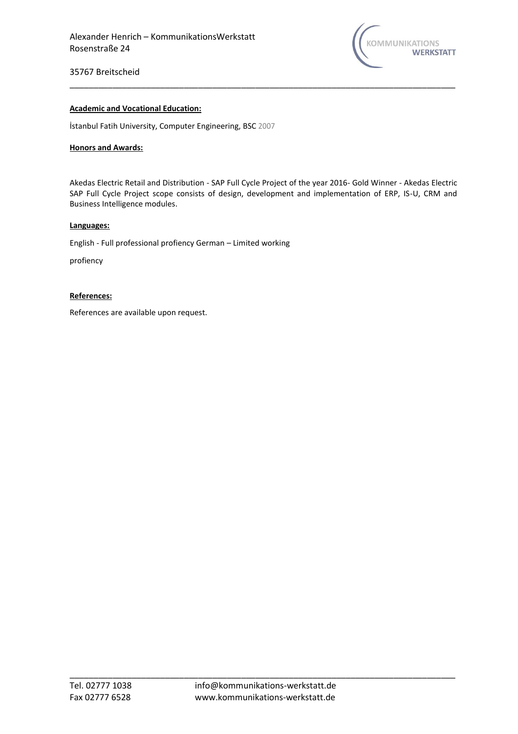**Academic and Vocational Education:**

İstanbul Fatih University, Computer Engineering, BSC 2007

**Honors and Awards:**

Akedas Electric Retail and Distribution - SAP Full Cycle Project of the year 2016- Gold Winner - Akedas Electric SAP Full Cycle Project scope consists of design, development and implementation of ERP, IS-U, CRM and Business Intelligence modules.

**Languages:**

English - Full professional profiency German – Limited working

profiency

**References:**

References are available upon request.